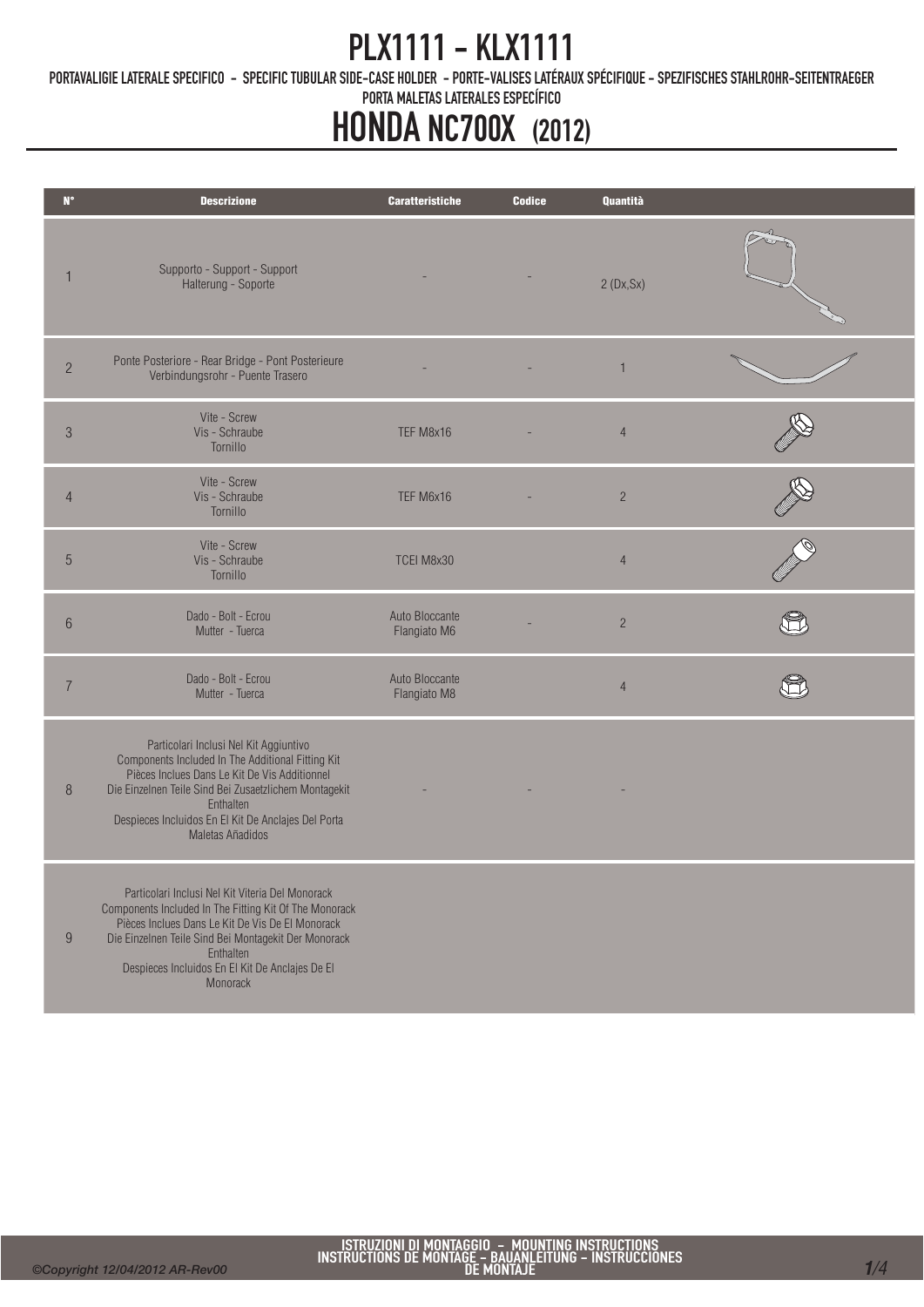# PLX1111 - KLX1111

PORTAVALIGIE LATERALE SPECIFICO - SPECIFIC TUBULAR SIDE-CASE HOLDER - PORTE-VALISES LATÉRAUX SPÉCIFIQUE - SPEZIFISCHES STAHLROHR-SEITENTRAEGER PORTA MALETAS LATERALES ESPECÍFICO

# HONDA NC700X (2012)

| N° | Descrizione | Caratteristiche | Codice | Quantità |
|---|---|---|---|---|
| 1 | Supporto - Support - Support Halterung - Soporte | - | - | 2 (Dx,Sx) |
| 2 | Ponte Posteriore - Rear Bridge - Pont Posterieure Verbindungsrohr - Puente Trasero | - | - | 1 |
| 3 | Vite - Screw Vis - Schraube Tornillo | TEF M8x16 | - | 4 |
| 4 | Vite - Screw Vis - Schraube Tornillo | TEF M6x16 | - | 2 |
| 5 | Vite - Screw Vis - Schraube Tornillo | TCEI M8x30 | | 4 |
| 6 | Dado - Bolt - Ecrou Mutter - Tuerca | Auto Bloccante Flangiato M6 | - | 2 |
| 7 | Dado - Bolt - Ecrou Mutter - Tuerca | Auto Bloccante Flangiato M8 | | 4 |
| 8 | Particolari Inclusi Nel Kit Aggiuntivo Components Included In The Additional Fitting Kit Pièces Inclues Dans Le Kit De Vis Additionnel Die Einzelnen Teile Sind Bei Zusaetzlichem Montagekit Enthalten Despieces Incluidos En El Kit De Anclajes Del Porta Maletas Añadidos | - | - | - |
| 9 | Particolari Inclusi Nel Kit Viteria Del Monorack Components Included In The Fitting Kit Of The Monorack Pièces Inclues Dans Le Kit De Vis De El Monorack Die Einzelnen Teile Sind Bei Montagekit Der Monorack Enthalten Despieces Incluidos En El Kit De Anclajes De El Monorack | | | |

ISTRUZIONI DI MONTAGGIO - MOUNTING INSTRUCTIONS INSTRUCTIONS DE MONTAGE - BAUANLEITUNG - INSTRUCCIONES DE MONTAJE

©Copyright 12/04/2012 AR-Rev00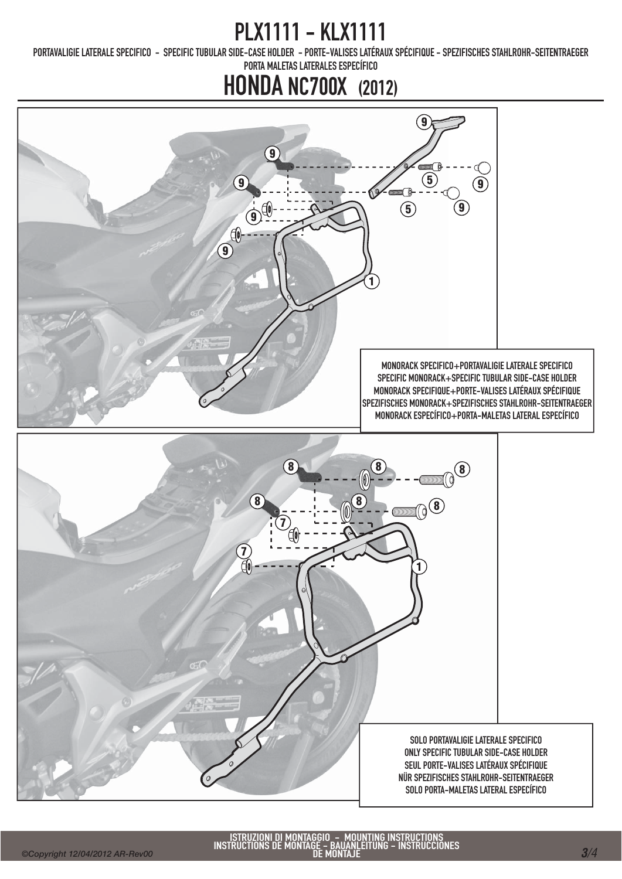# PLX1111 - KLX1111

PORTAVALIGIE LATERALE SPECIFICO - SPECIFIC TUBULAR SIDE-CASE HOLDER - PORTE-VALISES LATÉRAUX SPÉCIFIQUE - SPEZIFISCHES STAHLROHR-SEITENTRAEGER
PORTA MALETAS LATERALES ESPECÍFICO

## HONDA NC700X (2012)

9 9 9 5 9 5 9 9 9 1

MONORACK SPECIFICO+PORTAVALIGIE LATERALE SPECIFICO
SPECIFIC MONORACK+SPECIFIC TUBULAR SIDE-CASE HOLDER
MONORACK SPECIFIQUE+PORTE-VALISES LATÉRAUX SPÉCIFIQUE
SPEZIFISCHES MONORACK+SPEZIFISCHES STAHLROHR-SEITENTRAEGER
MONORACK ESPECÍFICO+PORTA-MALETAS LATERAL ESPECÍFICO

8 8 8 8 8 8 7 7 1

SOLO PORTAVALIGIE LATERALE SPECIFICO
ONLY SPECIFIC TUBULAR SIDE-CASE HOLDER
SEUL PORTE-VALISES LATÉRAUX SPÉCIFIQUE
NÜR SPEZIFISCHES STAHLROHR-SEITENTRAEGER
SOLO PORTA-MALETAS LATERAL ESPECÍFICO

ISTRUZIONI DI MONTAGGIO - MOUNTING INSTRUCTIONS
INSTRUCTIONS DE MONTAGE - BAUANLEITUNG - INSTRUCCIONES DE MONTAJE

©Copyright 12/04/2012 AR-Rev00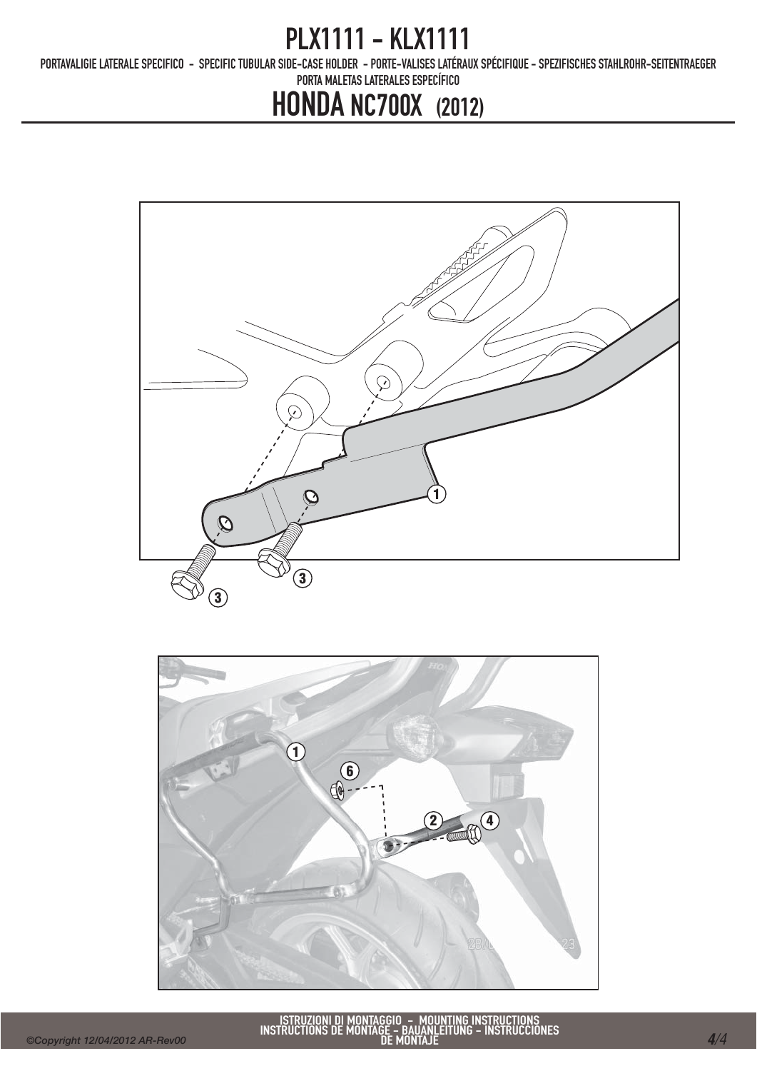# PLX1111 - KLX1111

PORTAVALIGIE LATERALE SPECIFICO - SPECIFIC TUBULAR SIDE-CASE HOLDER - PORTE-VALISES LATÉRAUX SPÉCIFIQUE - SPEZIFISCHES STAHLROHR-SEITENTRAEGER
PORTA MALETAS LATERALES ESPECÍFICO

# HONDA NC700X (2012)

1

3

3

1

6

2

4

ISTRUZIONI DI MONTAGGIO - MOUNTING INSTRUCTIONS
INSTRUCTIONS DE MONTAGE - BAUANLEITUNG - INSTRUCCIONES DE MONTAJE

*©Copyright 12/04/2012 AR-Rev00*